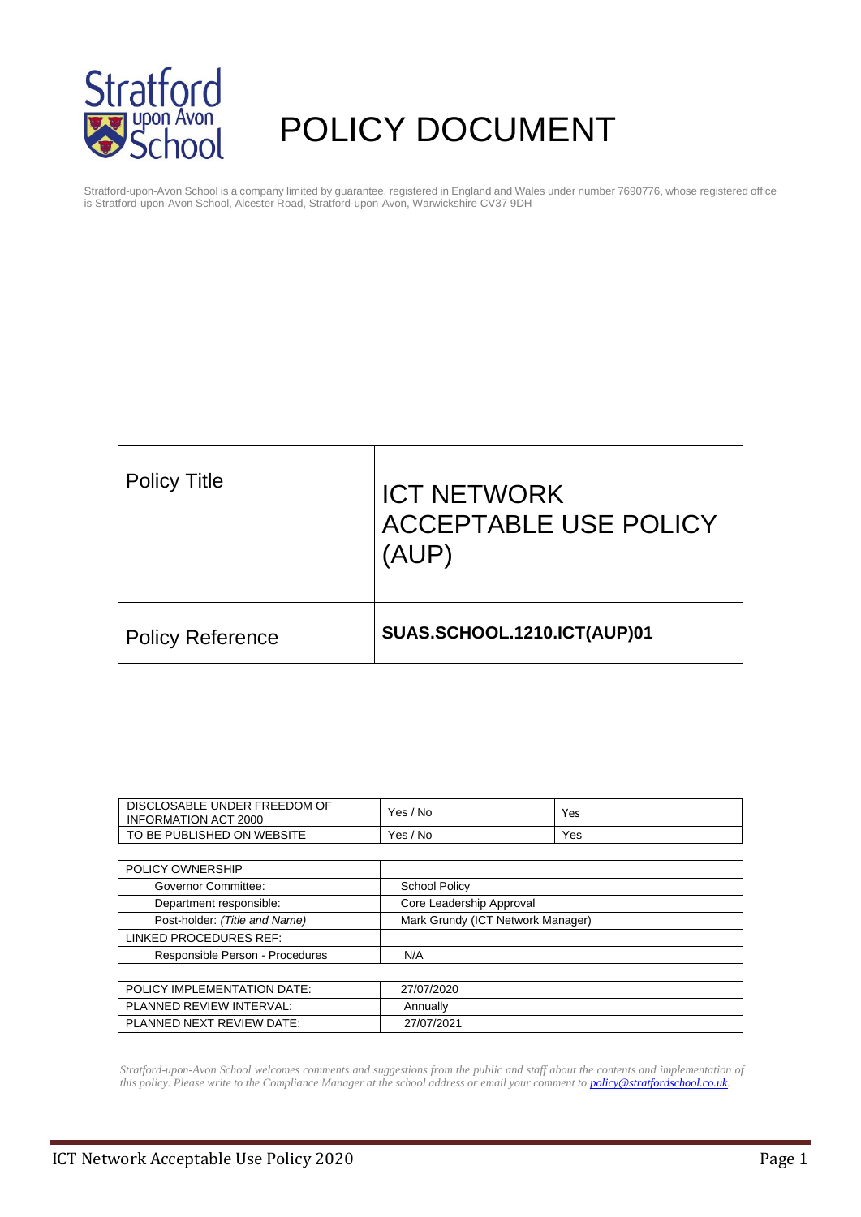# POLICY DOCUMENT

Stratford-upon-Avon School is a company limited by guarantee, registered in England and Wales under number 7690776, whose registered office is Stratford-upon-Avon School, Alcester Road, Stratford-upon-Avon, Warwickshire CV37 9DH

| Policy Title | ICT NETWORK ACCEPTABLE USE POLICY (AUP) |
|---|---|
| Policy Reference | **SUAS.SCHOOL.1210.ICT(AUP)01** |

| DISCLOSABLE UNDER FREEDOM OF INFORMATION ACT 2000 | Yes / No | Yes |
|---|---|---|
| TO BE PUBLISHED ON WEBSITE | Yes / No | Yes |

| POLICY OWNERSHIP | |
|---|---|
| Governor Committee: | School Policy |
| Department responsible: | Core Leadership Approval |
| Post-holder: *(Title and Name)* | Mark Grundy (ICT Network Manager) |
| LINKED PROCEDURES REF: | |
| Responsible Person - Procedures | N/A |

| POLICY IMPLEMENTATION DATE: | 27/07/2020 |
|---|---|
| PLANNED REVIEW INTERVAL: | Annually |
| PLANNED NEXT REVIEW DATE: | 27/07/2021 |

*Stratford-upon-Avon School welcomes comments and suggestions from the public and staff about the contents and implementation of this policy. Please write to the Compliance Manager at the school address or email your comment to **policy@stratfordschool.co.uk**.*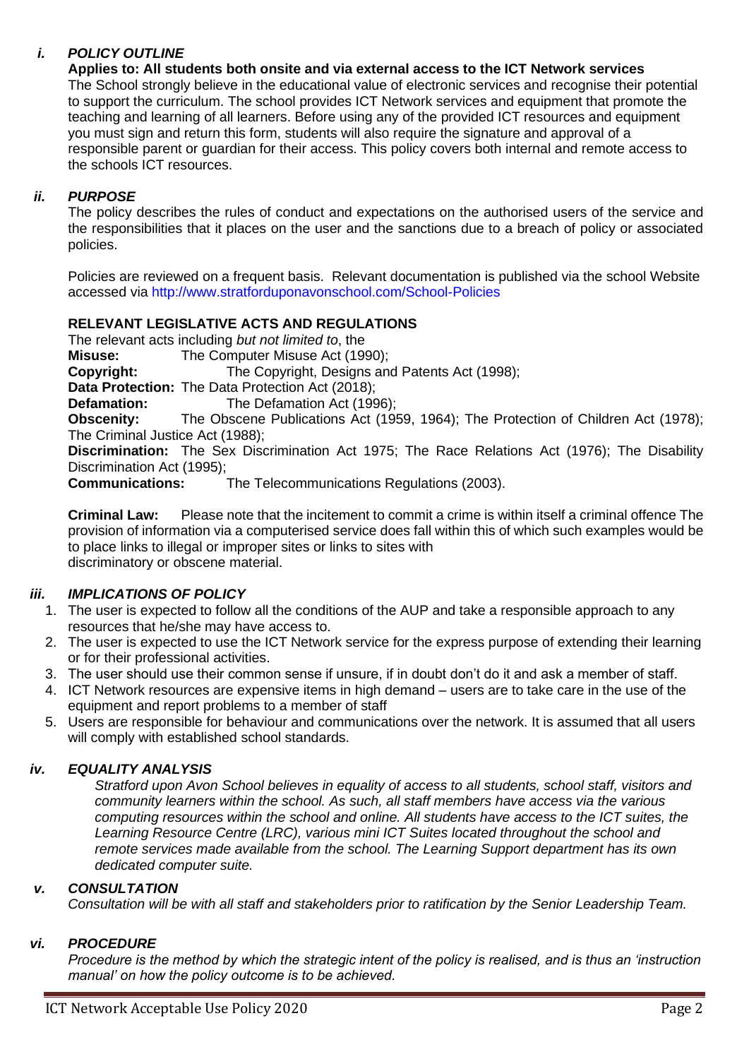### *i. POLICY OUTLINE*

**Applies to: All students both onsite and via external access to the ICT Network services**

The School strongly believe in the educational value of electronic services and recognise their potential to support the curriculum. The school provides ICT Network services and equipment that promote the teaching and learning of all learners. Before using any of the provided ICT resources and equipment you must sign and return this form, students will also require the signature and approval of a responsible parent or guardian for their access. This policy covers both internal and remote access to the schools ICT resources.

### *ii. PURPOSE*

The policy describes the rules of conduct and expectations on the authorised users of the service and the responsibilities that it places on the user and the sanctions due to a breach of policy or associated policies.

Policies are reviewed on a frequent basis. Relevant documentation is published via the school Website accessed via http://www.stratforduponavonschool.com/School-Policies

**RELEVANT LEGISLATIVE ACTS AND REGULATIONS**

The relevant acts including *but not limited to*, the

**Misuse:** The Computer Misuse Act (1990);

**Copyright:** The Copyright, Designs and Patents Act (1998);

**Data Protection:** The Data Protection Act (2018);

**Defamation:** The Defamation Act (1996);

**Obscenity:** The Obscene Publications Act (1959, 1964); The Protection of Children Act (1978); The Criminal Justice Act (1988);

**Discrimination:** The Sex Discrimination Act 1975; The Race Relations Act (1976); The Disability Discrimination Act (1995);

**Communications:** The Telecommunications Regulations (2003).

**Criminal Law:** Please note that the incitement to commit a crime is within itself a criminal offence The provision of information via a computerised service does fall within this of which such examples would be to place links to illegal or improper sites or links to sites with discriminatory or obscene material.

### *iii. IMPLICATIONS OF POLICY*

1. The user is expected to follow all the conditions of the AUP and take a responsible approach to any resources that he/she may have access to.
2. The user is expected to use the ICT Network service for the express purpose of extending their learning or for their professional activities.
3. The user should use their common sense if unsure, if in doubt don't do it and ask a member of staff.
4. ICT Network resources are expensive items in high demand – users are to take care in the use of the equipment and report problems to a member of staff
5. Users are responsible for behaviour and communications over the network. It is assumed that all users will comply with established school standards.

### *iv. EQUALITY ANALYSIS*

*Stratford upon Avon School believes in equality of access to all students, school staff, visitors and community learners within the school. As such, all staff members have access via the various computing resources within the school and online. All students have access to the ICT suites, the Learning Resource Centre (LRC), various mini ICT Suites located throughout the school and remote services made available from the school. The Learning Support department has its own dedicated computer suite.*

### *v. CONSULTATION*

*Consultation will be with all staff and stakeholders prior to ratification by the Senior Leadership Team.*

### *vi. PROCEDURE*

*Procedure is the method by which the strategic intent of the policy is realised, and is thus an 'instruction manual' on how the policy outcome is to be achieved.*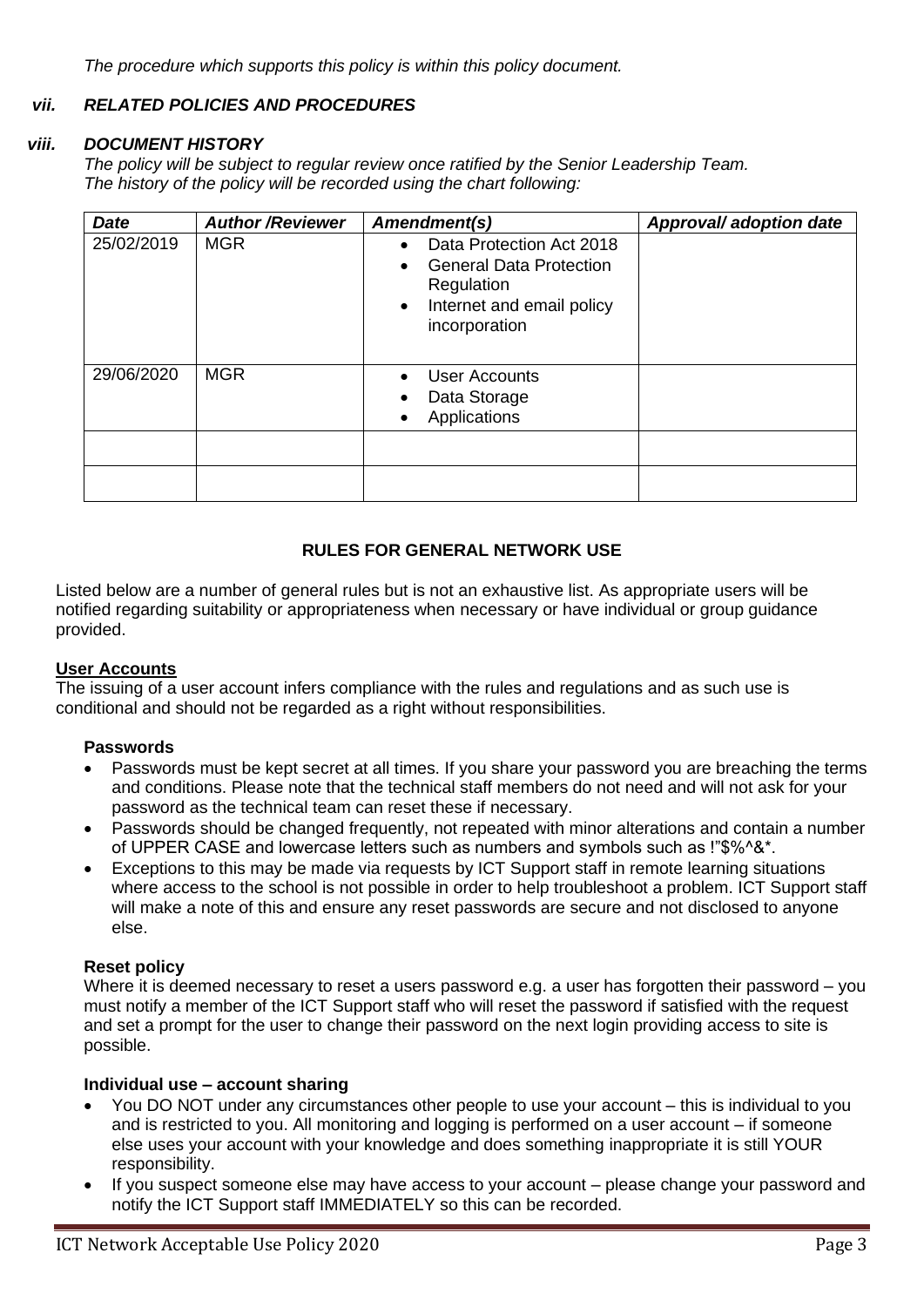*The procedure which supports this policy is within this policy document.*

### *vii. RELATED POLICIES AND PROCEDURES*

### *viii. DOCUMENT HISTORY*

*The policy will be subject to regular review once ratified by the Senior Leadership Team. The history of the policy will be recorded using the chart following:*

| *Date* | *Author /Reviewer* | *Amendment(s)* | *Approval/ adoption date* |
|---|---|---|---|
| 25/02/2019 | MGR | • Data Protection Act 2018<br>• General Data Protection Regulation<br>• Internet and email policy incorporation | |
| 29/06/2020 | MGR | • User Accounts<br>• Data Storage<br>• Applications | |
| | | | |
| | | | |

## RULES FOR GENERAL NETWORK USE

Listed below are a number of general rules but is not an exhaustive list. As appropriate users will be notified regarding suitability or appropriateness when necessary or have individual or group guidance provided.

### User Accounts

The issuing of a user account infers compliance with the rules and regulations and as such use is conditional and should not be regarded as a right without responsibilities.

#### Passwords

- Passwords must be kept secret at all times. If you share your password you are breaching the terms and conditions. Please note that the technical staff members do not need and will not ask for your password as the technical team can reset these if necessary.
- Passwords should be changed frequently, not repeated with minor alterations and contain a number of UPPER CASE and lowercase letters such as numbers and symbols such as !"$%^&*.
- Exceptions to this may be made via requests by ICT Support staff in remote learning situations where access to the school is not possible in order to help troubleshoot a problem. ICT Support staff will make a note of this and ensure any reset passwords are secure and not disclosed to anyone else.

#### Reset policy

Where it is deemed necessary to reset a users password e.g. a user has forgotten their password – you must notify a member of the ICT Support staff who will reset the password if satisfied with the request and set a prompt for the user to change their password on the next login providing access to site is possible.

#### Individual use – account sharing

- You DO NOT under any circumstances other people to use your account – this is individual to you and is restricted to you. All monitoring and logging is performed on a user account – if someone else uses your account with your knowledge and does something inappropriate it is still YOUR responsibility.
- If you suspect someone else may have access to your account – please change your password and notify the ICT Support staff IMMEDIATELY so this can be recorded.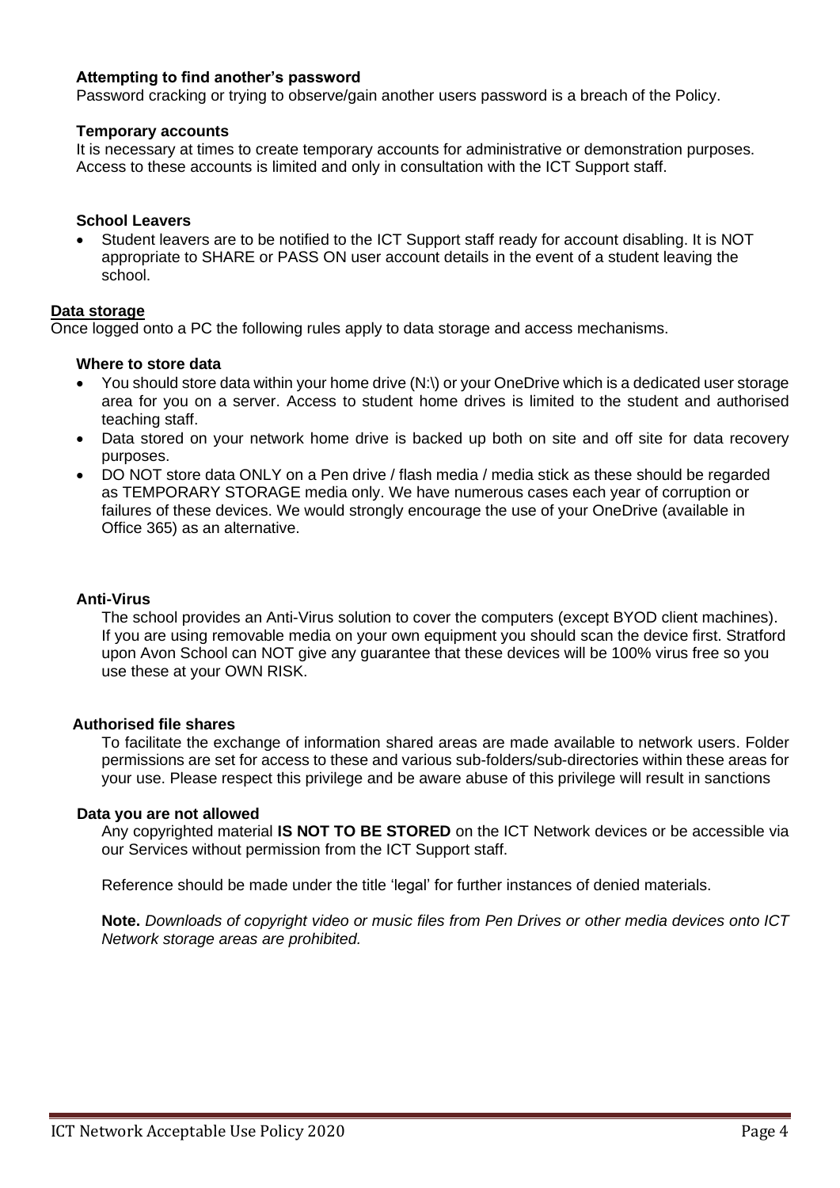#### Attempting to find another's password

Password cracking or trying to observe/gain another users password is a breach of the Policy.

#### Temporary accounts

It is necessary at times to create temporary accounts for administrative or demonstration purposes. Access to these accounts is limited and only in consultation with the ICT Support staff.

#### School Leavers

- Student leavers are to be notified to the ICT Support staff ready for account disabling. It is NOT appropriate to SHARE or PASS ON user account details in the event of a student leaving the school.

### Data storage

Once logged onto a PC the following rules apply to data storage and access mechanisms.

#### Where to store data

- You should store data within your home drive (N:\) or your OneDrive which is a dedicated user storage area for you on a server. Access to student home drives is limited to the student and authorised teaching staff.
- Data stored on your network home drive is backed up both on site and off site for data recovery purposes.
- DO NOT store data ONLY on a Pen drive / flash media / media stick as these should be regarded as TEMPORARY STORAGE media only. We have numerous cases each year of corruption or failures of these devices. We would strongly encourage the use of your OneDrive (available in Office 365) as an alternative.

#### Anti-Virus

The school provides an Anti-Virus solution to cover the computers (except BYOD client machines). If you are using removable media on your own equipment you should scan the device first. Stratford upon Avon School can NOT give any guarantee that these devices will be 100% virus free so you use these at your OWN RISK.

#### Authorised file shares

To facilitate the exchange of information shared areas are made available to network users. Folder permissions are set for access to these and various sub-folders/sub-directories within these areas for your use. Please respect this privilege and be aware abuse of this privilege will result in sanctions

#### Data you are not allowed

Any copyrighted material **IS NOT TO BE STORED** on the ICT Network devices or be accessible via our Services without permission from the ICT Support staff.

Reference should be made under the title 'legal' for further instances of denied materials.

**Note.** *Downloads of copyright video or music files from Pen Drives or other media devices onto ICT Network storage areas are prohibited.*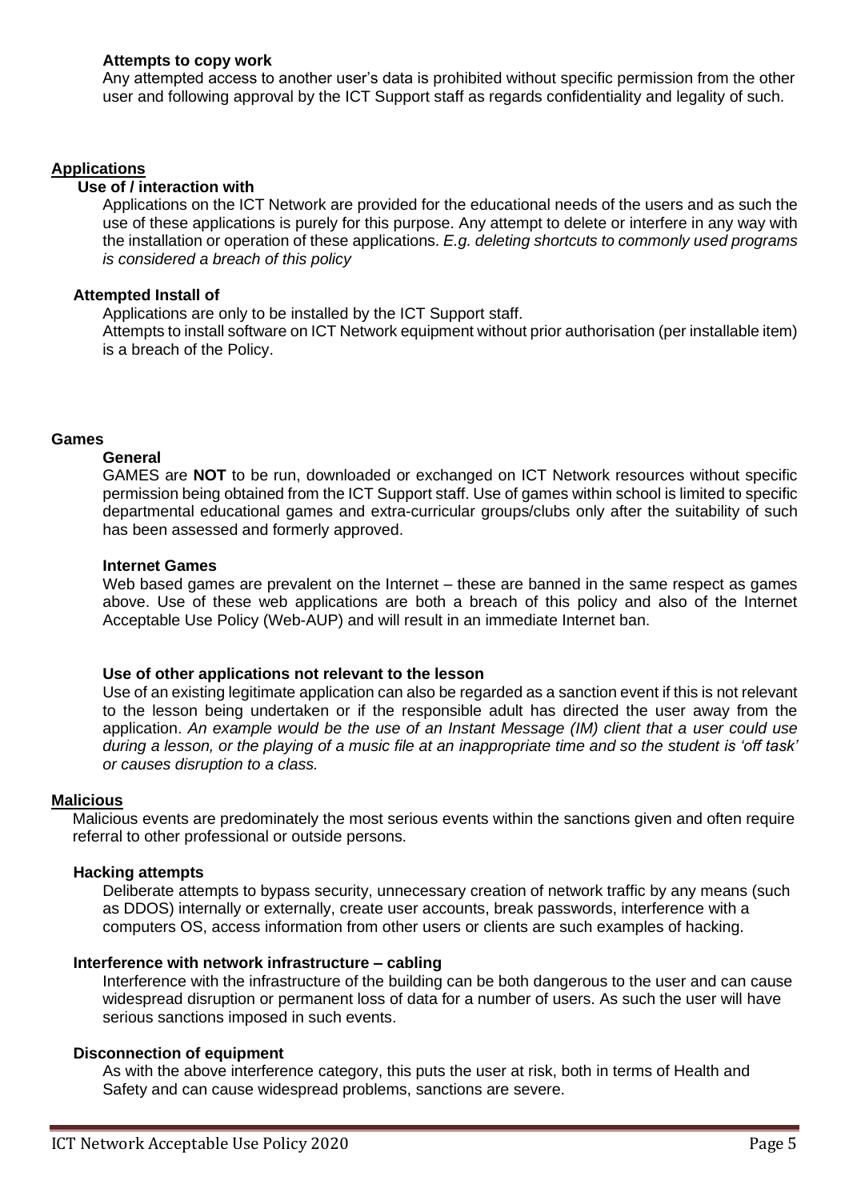### Attempts to copy work

Any attempted access to another user's data is prohibited without specific permission from the other user and following approval by the ICT Support staff as regards confidentiality and legality of such.

## Applications

### Use of / interaction with

Applications on the ICT Network are provided for the educational needs of the users and as such the use of these applications is purely for this purpose. Any attempt to delete or interfere in any way with the installation or operation of these applications. *E.g. deleting shortcuts to commonly used programs is considered a breach of this policy*

### Attempted Install of

Applications are only to be installed by the ICT Support staff.
Attempts to install software on ICT Network equipment without prior authorisation (per installable item) is a breach of the Policy.

## Games

### General

GAMES are **NOT** to be run, downloaded or exchanged on ICT Network resources without specific permission being obtained from the ICT Support staff. Use of games within school is limited to specific departmental educational games and extra-curricular groups/clubs only after the suitability of such has been assessed and formerly approved.

### Internet Games

Web based games are prevalent on the Internet – these are banned in the same respect as games above. Use of these web applications are both a breach of this policy and also of the Internet Acceptable Use Policy (Web-AUP) and will result in an immediate Internet ban.

### Use of other applications not relevant to the lesson

Use of an existing legitimate application can also be regarded as a sanction event if this is not relevant to the lesson being undertaken or if the responsible adult has directed the user away from the application. *An example would be the use of an Instant Message (IM) client that a user could use during a lesson, or the playing of a music file at an inappropriate time and so the student is 'off task' or causes disruption to a class.*

## Malicious

Malicious events are predominately the most serious events within the sanctions given and often require referral to other professional or outside persons.

### Hacking attempts

Deliberate attempts to bypass security, unnecessary creation of network traffic by any means (such as DDOS) internally or externally, create user accounts, break passwords, interference with a computers OS, access information from other users or clients are such examples of hacking.

### Interference with network infrastructure – cabling

Interference with the infrastructure of the building can be both dangerous to the user and can cause widespread disruption or permanent loss of data for a number of users. As such the user will have serious sanctions imposed in such events.

### Disconnection of equipment

As with the above interference category, this puts the user at risk, both in terms of Health and Safety and can cause widespread problems, sanctions are severe.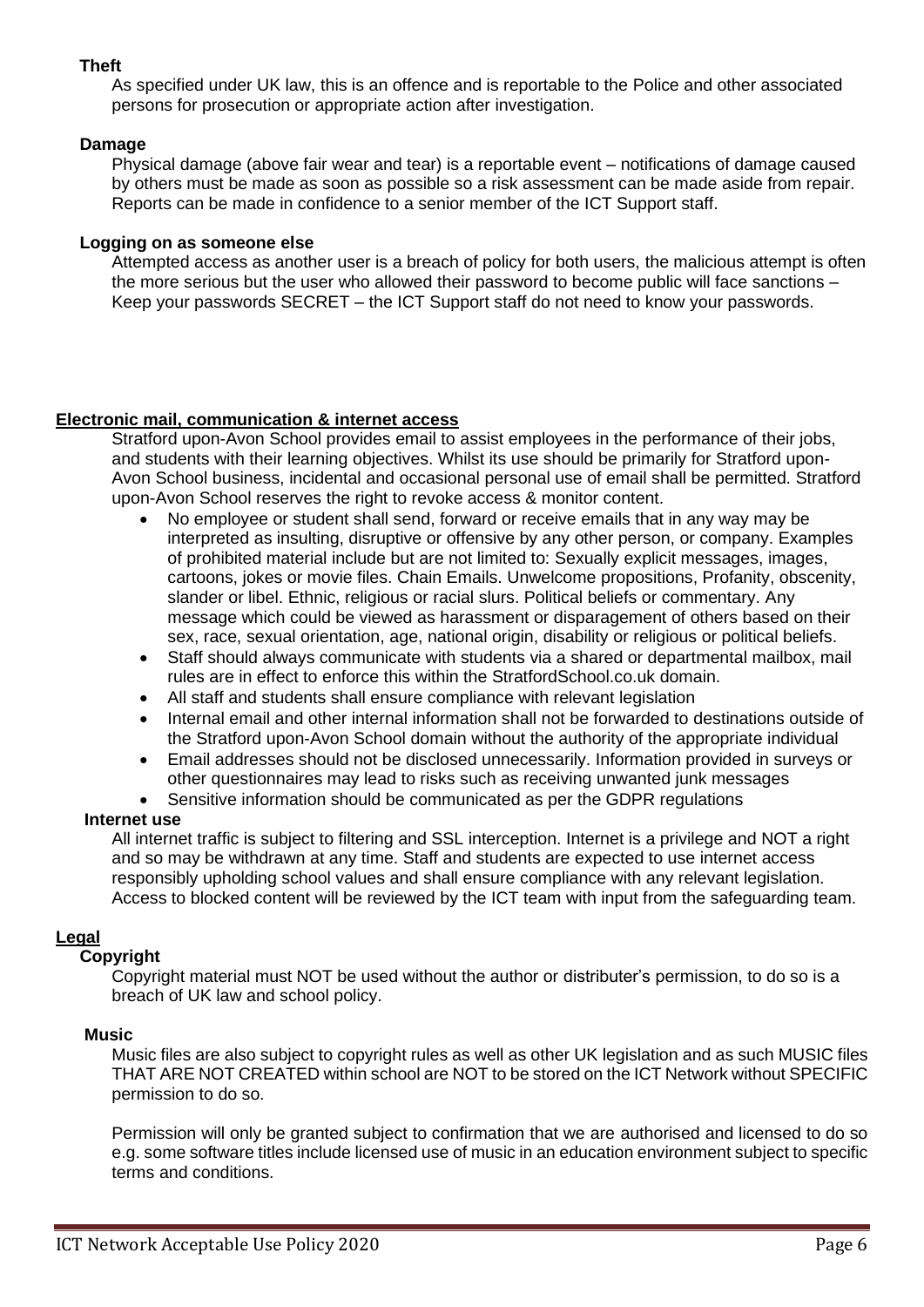**Theft**

As specified under UK law, this is an offence and is reportable to the Police and other associated persons for prosecution or appropriate action after investigation.

**Damage**

Physical damage (above fair wear and tear) is a reportable event – notifications of damage caused by others must be made as soon as possible so a risk assessment can be made aside from repair. Reports can be made in confidence to a senior member of the ICT Support staff.

**Logging on as someone else**

Attempted access as another user is a breach of policy for both users, the malicious attempt is often the more serious but the user who allowed their password to become public will face sanctions – Keep your passwords SECRET – the ICT Support staff do not need to know your passwords.

## Electronic mail, communication & internet access

Stratford upon-Avon School provides email to assist employees in the performance of their jobs, and students with their learning objectives. Whilst its use should be primarily for Stratford upon-Avon School business, incidental and occasional personal use of email shall be permitted. Stratford upon-Avon School reserves the right to revoke access & monitor content.

- No employee or student shall send, forward or receive emails that in any way may be interpreted as insulting, disruptive or offensive by any other person, or company. Examples of prohibited material include but are not limited to: Sexually explicit messages, images, cartoons, jokes or movie files. Chain Emails. Unwelcome propositions, Profanity, obscenity, slander or libel. Ethnic, religious or racial slurs. Political beliefs or commentary. Any message which could be viewed as harassment or disparagement of others based on their sex, race, sexual orientation, age, national origin, disability or religious or political beliefs.
- Staff should always communicate with students via a shared or departmental mailbox, mail rules are in effect to enforce this within the StratfordSchool.co.uk domain.
- All staff and students shall ensure compliance with relevant legislation
- Internal email and other internal information shall not be forwarded to destinations outside of the Stratford upon-Avon School domain without the authority of the appropriate individual
- Email addresses should not be disclosed unnecessarily. Information provided in surveys or other questionnaires may lead to risks such as receiving unwanted junk messages
- Sensitive information should be communicated as per the GDPR regulations

**Internet use**

All internet traffic is subject to filtering and SSL interception. Internet is a privilege and NOT a right and so may be withdrawn at any time. Staff and students are expected to use internet access responsibly upholding school values and shall ensure compliance with any relevant legislation. Access to blocked content will be reviewed by the ICT team with input from the safeguarding team.

## Legal

**Copyright**

Copyright material must NOT be used without the author or distributer's permission, to do so is a breach of UK law and school policy.

**Music**

Music files are also subject to copyright rules as well as other UK legislation and as such MUSIC files THAT ARE NOT CREATED within school are NOT to be stored on the ICT Network without SPECIFIC permission to do so.

Permission will only be granted subject to confirmation that we are authorised and licensed to do so e.g. some software titles include licensed use of music in an education environment subject to specific terms and conditions.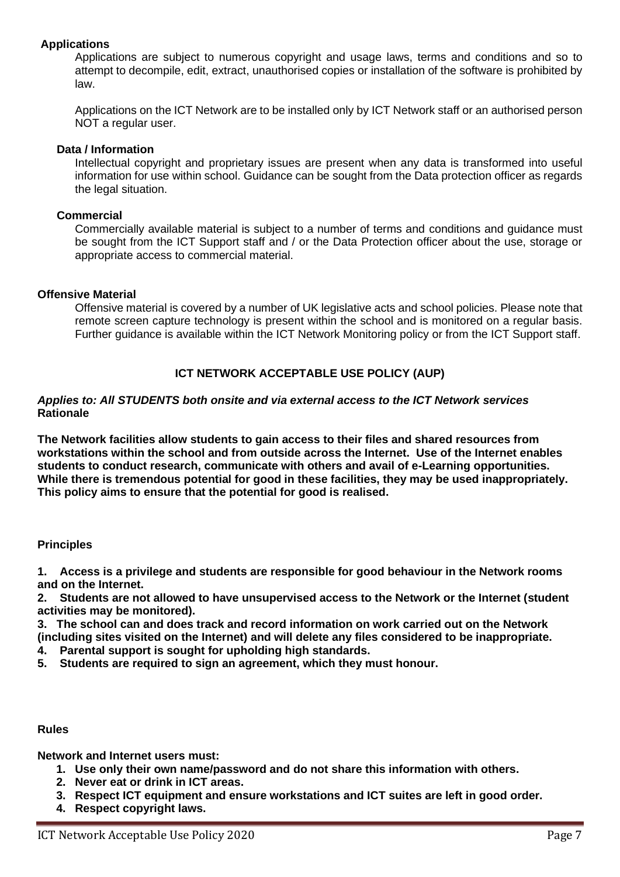**Applications**

Applications are subject to numerous copyright and usage laws, terms and conditions and so to attempt to decompile, edit, extract, unauthorised copies or installation of the software is prohibited by law.

Applications on the ICT Network are to be installed only by ICT Network staff or an authorised person NOT a regular user.

**Data / Information**

Intellectual copyright and proprietary issues are present when any data is transformed into useful information for use within school. Guidance can be sought from the Data protection officer as regards the legal situation.

**Commercial**

Commercially available material is subject to a number of terms and conditions and guidance must be sought from the ICT Support staff and / or the Data Protection officer about the use, storage or appropriate access to commercial material.

**Offensive Material**

Offensive material is covered by a number of UK legislative acts and school policies. Please note that remote screen capture technology is present within the school and is monitored on a regular basis. Further guidance is available within the ICT Network Monitoring policy or from the ICT Support staff.

## ICT NETWORK ACCEPTABLE USE POLICY (AUP)

***Applies to: All STUDENTS both onsite and via external access to the ICT Network services***

**Rationale**

**The Network facilities allow students to gain access to their files and shared resources from workstations within the school and from outside across the Internet. Use of the Internet enables students to conduct research, communicate with others and avail of e-Learning opportunities. While there is tremendous potential for good in these facilities, they may be used inappropriately. This policy aims to ensure that the potential for good is realised.**

**Principles**

1. **Access is a privilege and students are responsible for good behaviour in the Network rooms and on the Internet.**
2. **Students are not allowed to have unsupervised access to the Network or the Internet (student activities may be monitored).**
3. **The school can and does track and record information on work carried out on the Network (including sites visited on the Internet) and will delete any files considered to be inappropriate.**
4. **Parental support is sought for upholding high standards.**
5. **Students are required to sign an agreement, which they must honour.**

**Rules**

**Network and Internet users must:**

1. **Use only their own name/password and do not share this information with others.**
2. **Never eat or drink in ICT areas.**
3. **Respect ICT equipment and ensure workstations and ICT suites are left in good order.**
4. **Respect copyright laws.**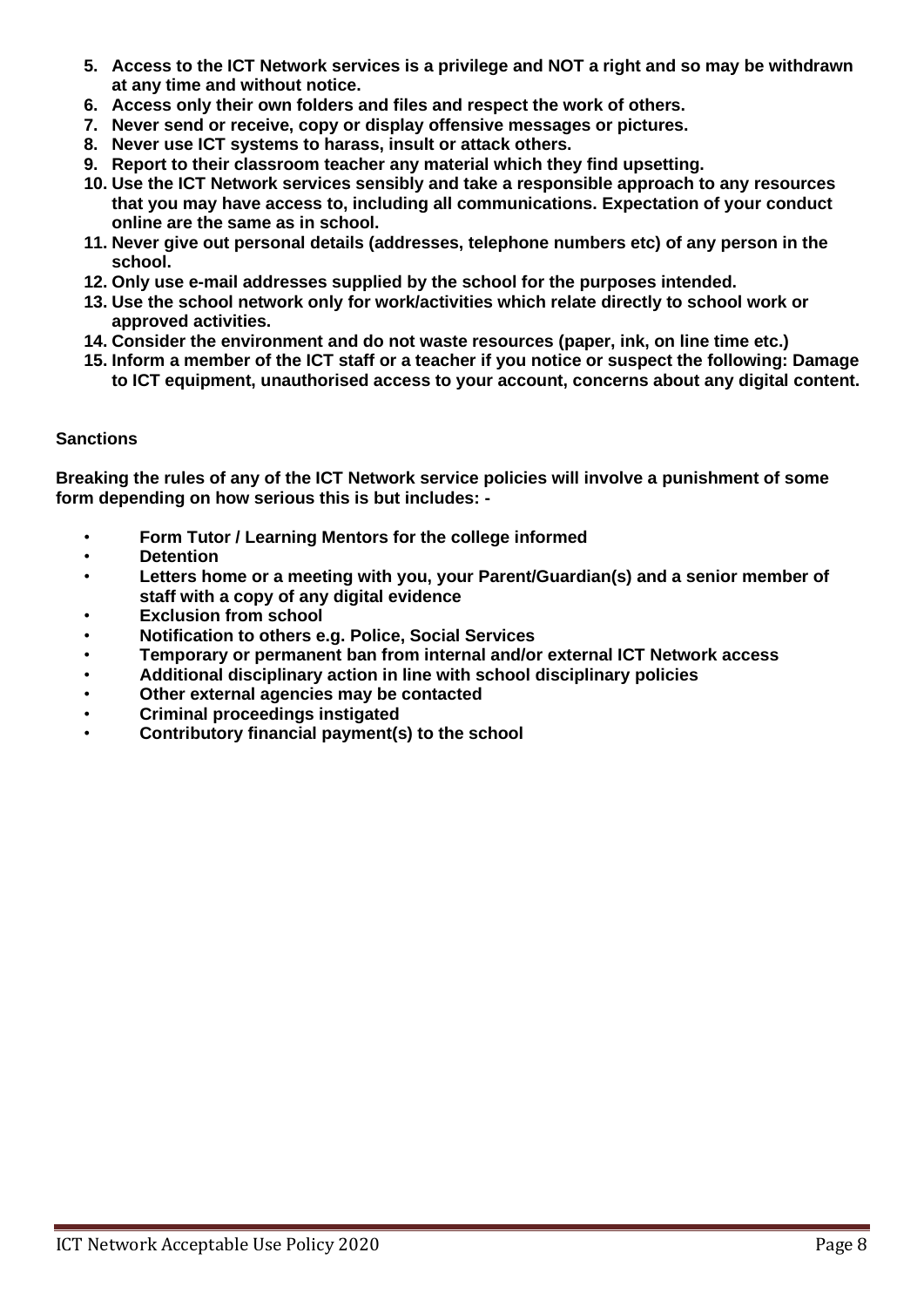5. **Access to the ICT Network services is a privilege and NOT a right and so may be withdrawn at any time and without notice.**
6. **Access only their own folders and files and respect the work of others.**
7. **Never send or receive, copy or display offensive messages or pictures.**
8. **Never use ICT systems to harass, insult or attack others.**
9. **Report to their classroom teacher any material which they find upsetting.**
10. **Use the ICT Network services sensibly and take a responsible approach to any resources that you may have access to, including all communications. Expectation of your conduct online are the same as in school.**
11. **Never give out personal details (addresses, telephone numbers etc) of any person in the school.**
12. **Only use e-mail addresses supplied by the school for the purposes intended.**
13. **Use the school network only for work/activities which relate directly to school work or approved activities.**
14. **Consider the environment and do not waste resources (paper, ink, on line time etc.)**
15. **Inform a member of the ICT staff or a teacher if you notice or suspect the following: Damage to ICT equipment, unauthorised access to your account, concerns about any digital content.**

**Sanctions**

**Breaking the rules of any of the ICT Network service policies will involve a punishment of some form depending on how serious this is but includes: -**

- **Form Tutor / Learning Mentors for the college informed**
- **Detention**
- **Letters home or a meeting with you, your Parent/Guardian(s) and a senior member of staff with a copy of any digital evidence**
- **Exclusion from school**
- **Notification to others e.g. Police, Social Services**
- **Temporary or permanent ban from internal and/or external ICT Network access**
- **Additional disciplinary action in line with school disciplinary policies**
- **Other external agencies may be contacted**
- **Criminal proceedings instigated**
- **Contributory financial payment(s) to the school**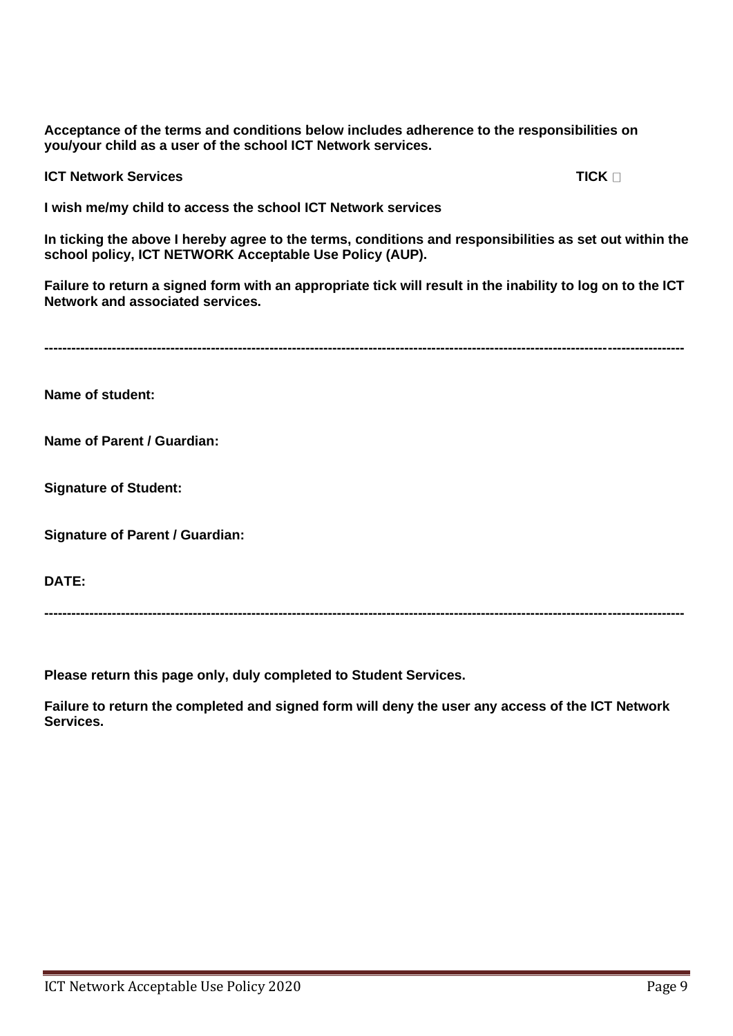**Acceptance of the terms and conditions below includes adherence to the responsibilities on you/your child as a user of the school ICT Network services.**

**ICT Network Services** **TICK □**

**I wish me/my child to access the school ICT Network services**

**In ticking the above I hereby agree to the terms, conditions and responsibilities as set out within the school policy, ICT NETWORK Acceptable Use Policy (AUP).**

**Failure to return a signed form with an appropriate tick will result in the inability to log on to the ICT Network and associated services.**

---

**Name of student:**

**Name of Parent / Guardian:**

**Signature of Student:**

**Signature of Parent / Guardian:**

**DATE:**

---

**Please return this page only, duly completed to Student Services.**

**Failure to return the completed and signed form will deny the user any access of the ICT Network Services.**